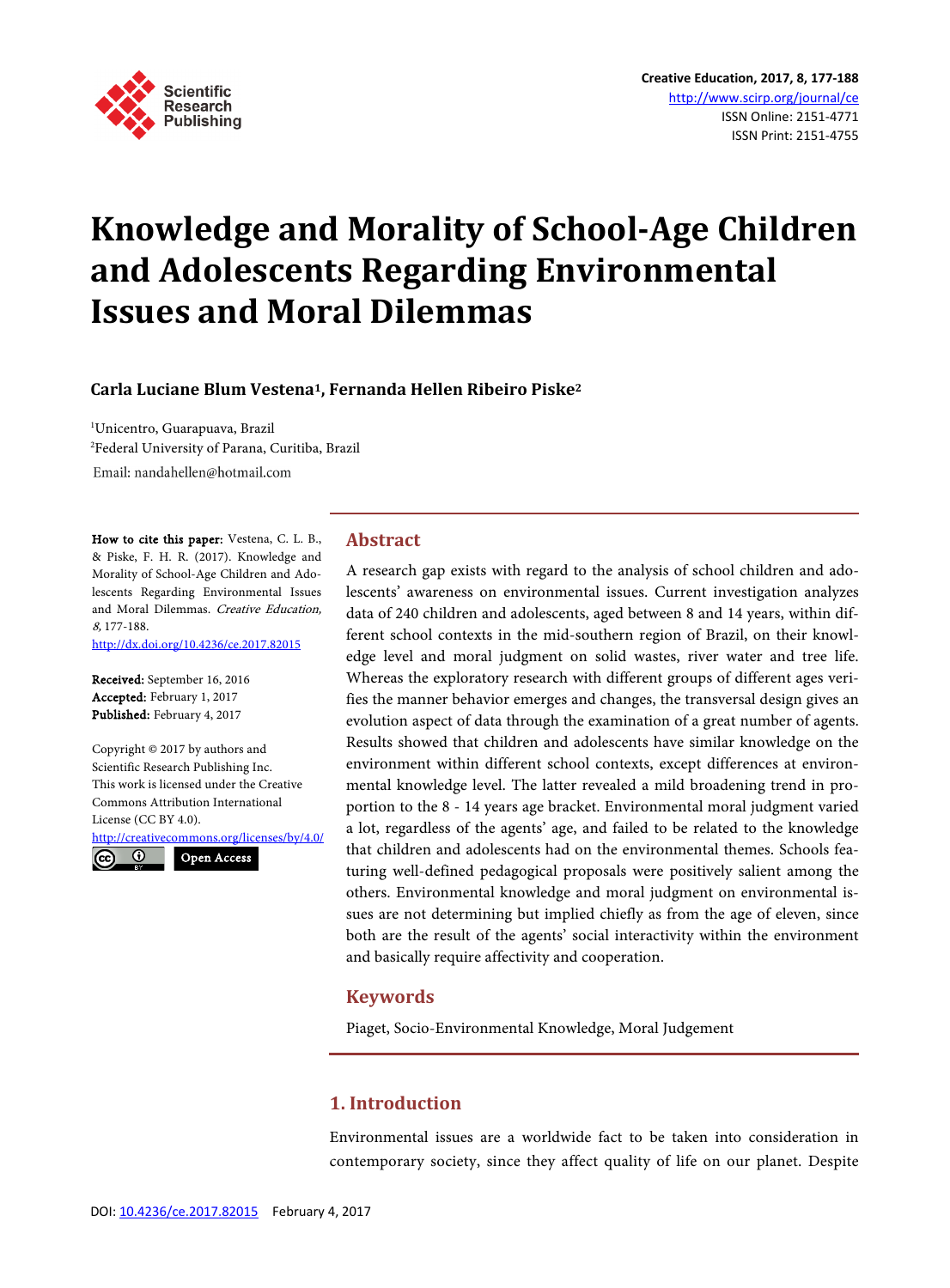# Knowledge and Morality of School-Age Children and Adolescents Regarding Environmental Issues and Moral Dilemmas

**Carla Luciane Blum Vestena[1], Fernanda Hellen Ribeiro Piske[2]**

[1]Unicentro, Guarapuava, Brazil
[2]Federal University of Parana, Curitiba, Brazil

Email: nandahellen@hotmail.com

**How to cite this paper:** Vestena, C. L. B., & Piske, F. H. R. (2017). Knowledge and Morality of School-Age Children and Adolescents Regarding Environmental Issues and Moral Dilemmas. *Creative Education, 8,* 177-188.
http://dx.doi.org/10.4236/ce.2017.82015

**Received:** September 16, 2016
**Accepted:** February 1, 2017
**Published:** February 4, 2017

Copyright © 2017 by authors and Scientific Research Publishing Inc.
This work is licensed under the Creative Commons Attribution International License (CC BY 4.0).
http://creativecommons.org/licenses/by/4.0/

Open Access

## Abstract

A research gap exists with regard to the analysis of school children and adolescents' awareness on environmental issues. Current investigation analyzes data of 240 children and adolescents, aged between 8 and 14 years, within different school contexts in the mid-southern region of Brazil, on their knowledge level and moral judgment on solid wastes, river water and tree life. Whereas the exploratory research with different groups of different ages verifies the manner behavior emerges and changes, the transversal design gives an evolution aspect of data through the examination of a great number of agents. Results showed that children and adolescents have similar knowledge on the environment within different school contexts, except differences at environmental knowledge level. The latter revealed a mild broadening trend in proportion to the 8 - 14 years age bracket. Environmental moral judgment varied a lot, regardless of the agents' age, and failed to be related to the knowledge that children and adolescents had on the environmental themes. Schools featuring well-defined pedagogical proposals were positively salient among the others. Environmental knowledge and moral judgment on environmental issues are not determining but implied chiefly as from the age of eleven, since both are the result of the agents' social interactivity within the environment and basically require affectivity and cooperation.

## Keywords

Piaget, Socio-Environmental Knowledge, Moral Judgement

## 1. Introduction

Environmental issues are a worldwide fact to be taken into consideration in contemporary society, since they affect quality of life on our planet. Despite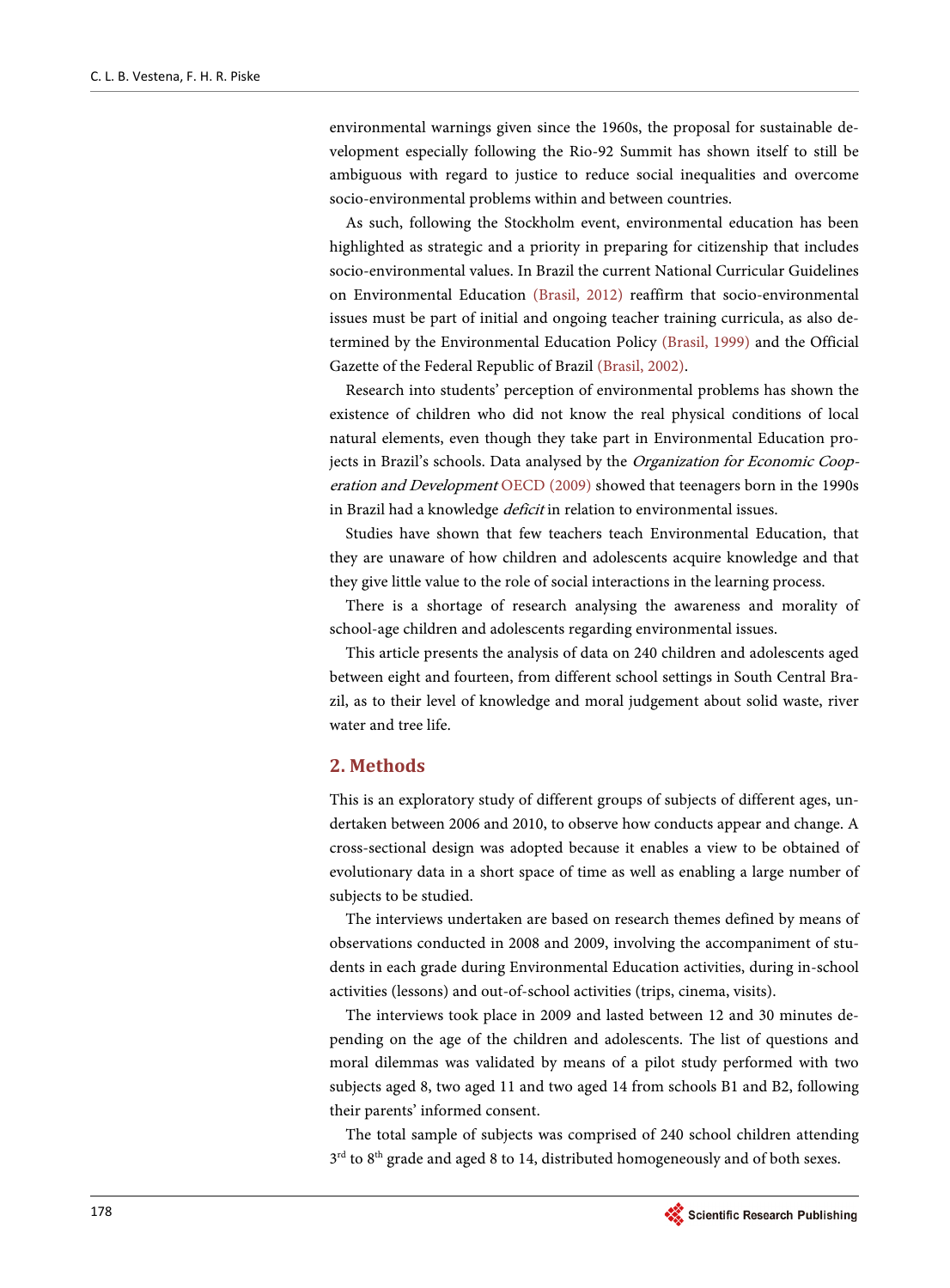environmental warnings given since the 1960s, the proposal for sustainable development especially following the Rio-92 Summit has shown itself to still be ambiguous with regard to justice to reduce social inequalities and overcome socio-environmental problems within and between countries.

As such, following the Stockholm event, environmental education has been highlighted as strategic and a priority in preparing for citizenship that includes socio-environmental values. In Brazil the current National Curricular Guidelines on Environmental Education (Brasil, 2012) reaffirm that socio-environmental issues must be part of initial and ongoing teacher training curricula, as also determined by the Environmental Education Policy (Brasil, 1999) and the Official Gazette of the Federal Republic of Brazil (Brasil, 2002).

Research into students' perception of environmental problems has shown the existence of children who did not know the real physical conditions of local natural elements, even though they take part in Environmental Education projects in Brazil's schools. Data analysed by the *Organization for Economic Cooperation and Development* OECD (2009) showed that teenagers born in the 1990s in Brazil had a knowledge *deficit* in relation to environmental issues.

Studies have shown that few teachers teach Environmental Education, that they are unaware of how children and adolescents acquire knowledge and that they give little value to the role of social interactions in the learning process.

There is a shortage of research analysing the awareness and morality of school-age children and adolescents regarding environmental issues.

This article presents the analysis of data on 240 children and adolescents aged between eight and fourteen, from different school settings in South Central Brazil, as to their level of knowledge and moral judgement about solid waste, river water and tree life.

## 2. Methods

This is an exploratory study of different groups of subjects of different ages, undertaken between 2006 and 2010, to observe how conducts appear and change. A cross-sectional design was adopted because it enables a view to be obtained of evolutionary data in a short space of time as well as enabling a large number of subjects to be studied.

The interviews undertaken are based on research themes defined by means of observations conducted in 2008 and 2009, involving the accompaniment of students in each grade during Environmental Education activities, during in-school activities (lessons) and out-of-school activities (trips, cinema, visits).

The interviews took place in 2009 and lasted between 12 and 30 minutes depending on the age of the children and adolescents. The list of questions and moral dilemmas was validated by means of a pilot study performed with two subjects aged 8, two aged 11 and two aged 14 from schools B1 and B2, following their parents' informed consent.

The total sample of subjects was comprised of 240 school children attending 3rd to 8th grade and aged 8 to 14, distributed homogeneously and of both sexes.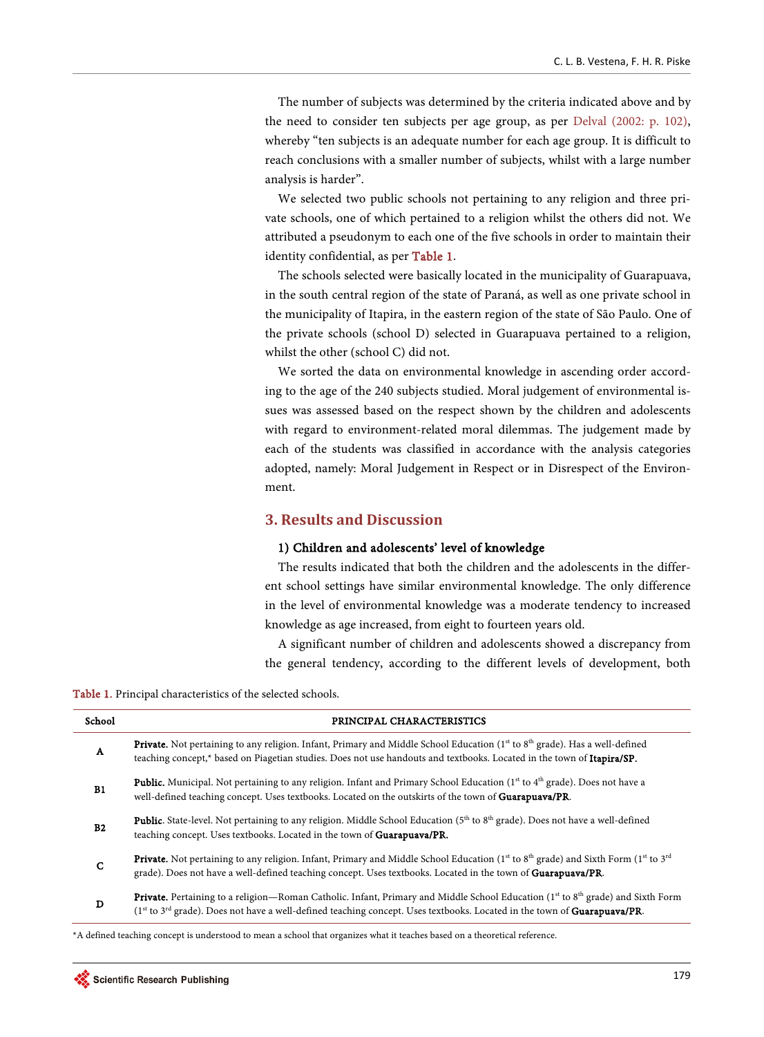The number of subjects was determined by the criteria indicated above and by the need to consider ten subjects per age group, as per Delval (2002: p. 102), whereby "ten subjects is an adequate number for each age group. It is difficult to reach conclusions with a smaller number of subjects, whilst with a large number analysis is harder".

We selected two public schools not pertaining to any religion and three private schools, one of which pertained to a religion whilst the others did not. We attributed a pseudonym to each one of the five schools in order to maintain their identity confidential, as per Table 1.

The schools selected were basically located in the municipality of Guarapuava, in the south central region of the state of Paraná, as well as one private school in the municipality of Itapira, in the eastern region of the state of São Paulo. One of the private schools (school D) selected in Guarapuava pertained to a religion, whilst the other (school C) did not.

We sorted the data on environmental knowledge in ascending order according to the age of the 240 subjects studied. Moral judgement of environmental issues was assessed based on the respect shown by the children and adolescents with regard to environment-related moral dilemmas. The judgement made by each of the students was classified in accordance with the analysis categories adopted, namely: Moral Judgement in Respect or in Disrespect of the Environment.

## 3. Results and Discussion

### 1) Children and adolescents' level of knowledge

The results indicated that both the children and the adolescents in the different school settings have similar environmental knowledge. The only difference in the level of environmental knowledge was a moderate tendency to increased knowledge as age increased, from eight to fourteen years old.

A significant number of children and adolescents showed a discrepancy from the general tendency, according to the different levels of development, both

Table 1. Principal characteristics of the selected schools.

| School | PRINCIPAL CHARACTERISTICS |
|---|---|
| A | **Private.** Not pertaining to any religion. Infant, Primary and Middle School Education (1st to 8th grade). Has a well-defined teaching concept,* based on Piagetian studies. Does not use handouts and textbooks. Located in the town of **Itapira/SP.** |
| B1 | **Public.** Municipal. Not pertaining to any religion. Infant and Primary School Education (1st to 4th grade). Does not have a well-defined teaching concept. Uses textbooks. Located on the outskirts of the town of **Guarapuava/PR**. |
| B2 | **Public**. State-level. Not pertaining to any religion. Middle School Education (5th to 8th grade). Does not have a well-defined teaching concept. Uses textbooks. Located in the town of **Guarapuava/PR.** |
| C | **Private.** Not pertaining to any religion. Infant, Primary and Middle School Education (1st to 8th grade) and Sixth Form (1st to 3rd grade). Does not have a well-defined teaching concept. Uses textbooks. Located in the town of **Guarapuava/PR**. |
| D | **Private.** Pertaining to a religion—Roman Catholic. Infant, Primary and Middle School Education (1st to 8th grade) and Sixth Form (1st to 3rd grade). Does not have a well-defined teaching concept. Uses textbooks. Located in the town of **Guarapuava/PR**. |

*A defined teaching concept is understood to mean a school that organizes what it teaches based on a theoretical reference.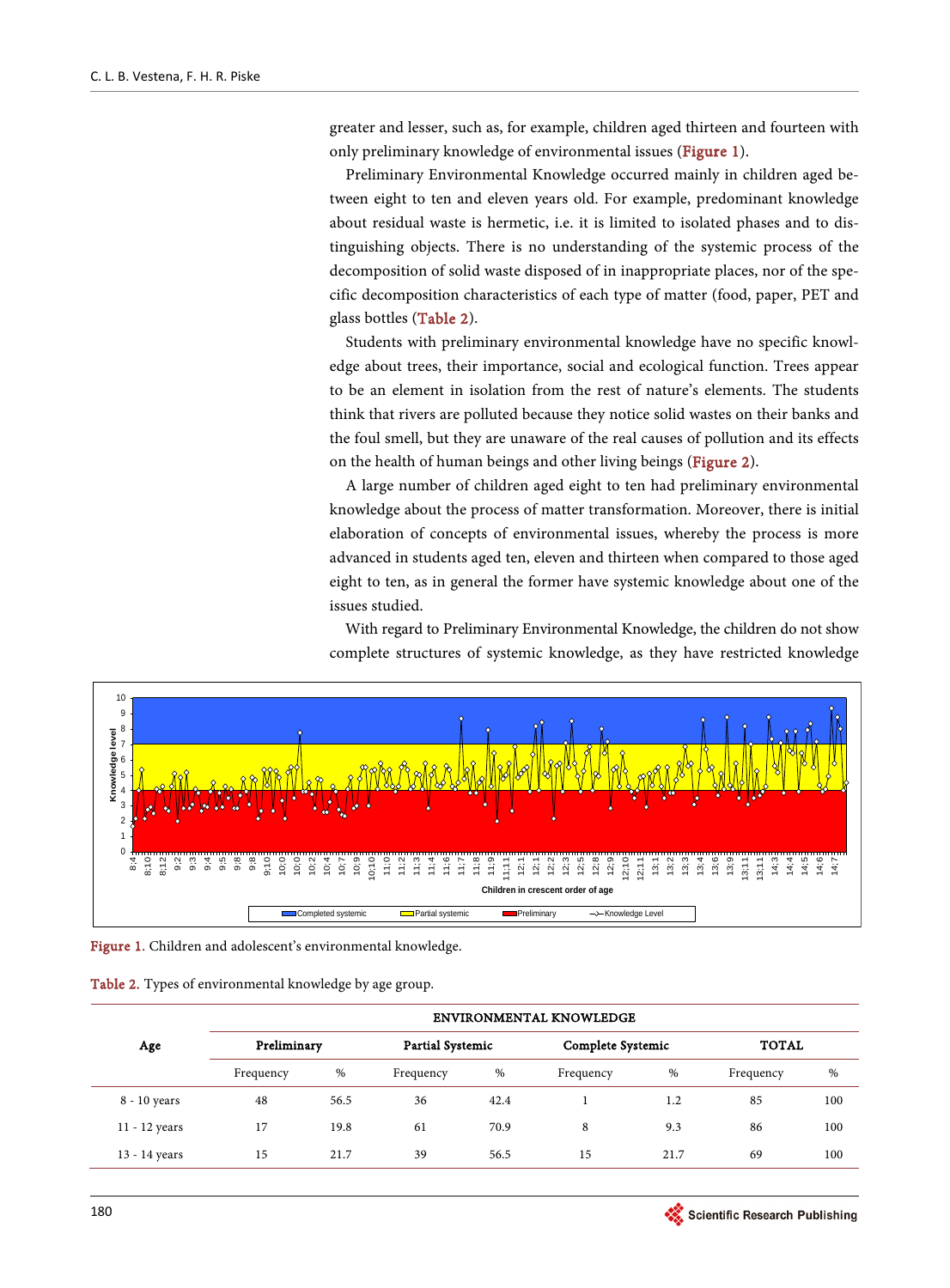greater and lesser, such as, for example, children aged thirteen and fourteen with only preliminary knowledge of environmental issues (Figure 1).

Preliminary Environmental Knowledge occurred mainly in children aged between eight to ten and eleven years old. For example, predominant knowledge about residual waste is hermetic, i.e. it is limited to isolated phases and to distinguishing objects. There is no understanding of the systemic process of the decomposition of solid waste disposed of in inappropriate places, nor of the specific decomposition characteristics of each type of matter (food, paper, PET and glass bottles (Table 2).

Students with preliminary environmental knowledge have no specific knowledge about trees, their importance, social and ecological function. Trees appear to be an element in isolation from the rest of nature's elements. The students think that rivers are polluted because they notice solid wastes on their banks and the foul smell, but they are unaware of the real causes of pollution and its effects on the health of human beings and other living beings (Figure 2).

A large number of children aged eight to ten had preliminary environmental knowledge about the process of matter transformation. Moreover, there is initial elaboration of concepts of environmental issues, whereby the process is more advanced in students aged ten, eleven and thirteen when compared to those aged eight to ten, as in general the former have systemic knowledge about one of the issues studied.

With regard to Preliminary Environmental Knowledge, the children do not show complete structures of systemic knowledge, as they have restricted knowledge

Figure 1. Children and adolescent's environmental knowledge.

Table 2. Types of environmental knowledge by age group.

| Age | ENVIRONMENTAL KNOWLEDGE | | | | | | | |
|---|---|---|---|---|---|---|---|---|
| | Preliminary | | Partial Systemic | | Complete Systemic | | TOTAL | |
| | Frequency | % | Frequency | % | Frequency | % | Frequency | % |
| 8 - 10 years | 48 | 56.5 | 36 | 42.4 | 1 | 1.2 | 85 | 100 |
| 11 - 12 years | 17 | 19.8 | 61 | 70.9 | 8 | 9.3 | 86 | 100 |
| 13 - 14 years | 15 | 21.7 | 39 | 56.5 | 15 | 21.7 | 69 | 100 |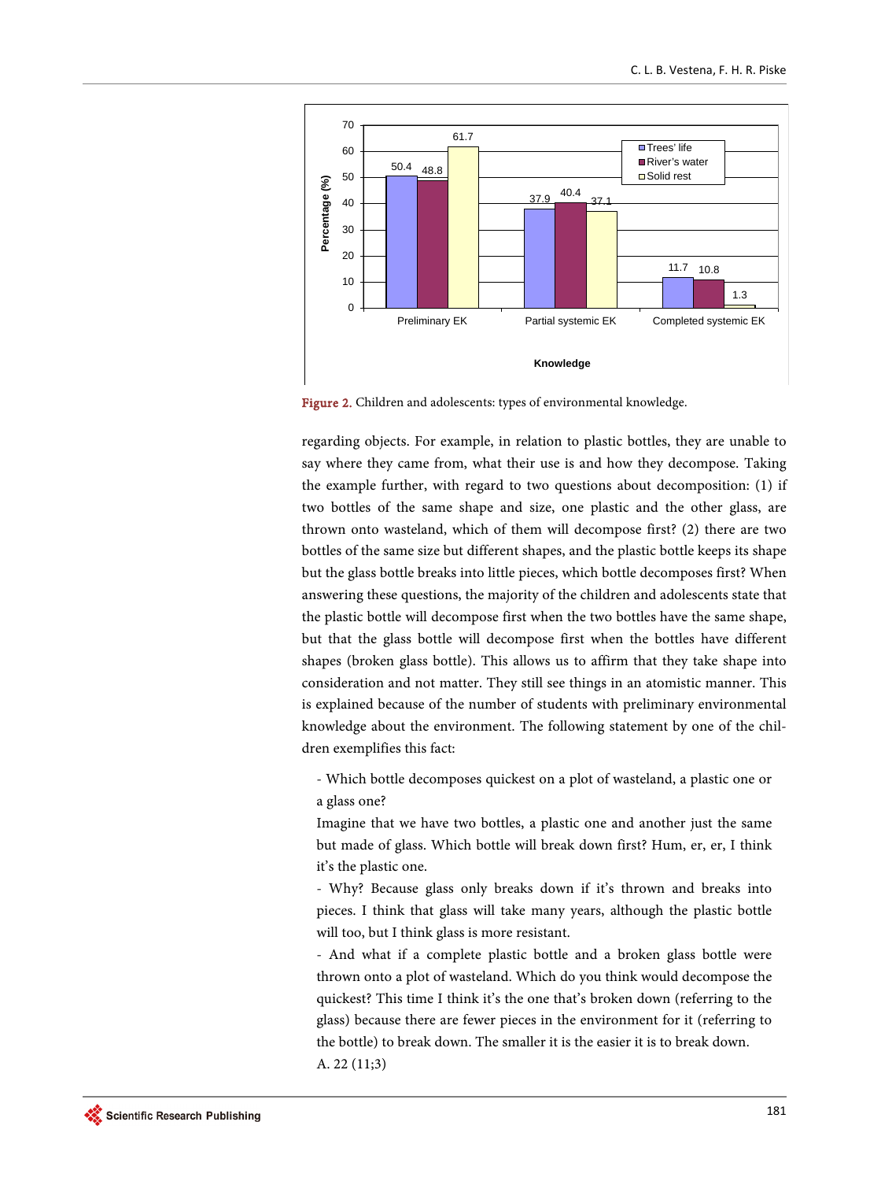| Knowledge | Trees' life | River's water | Solid rest |
| --- | --- | --- | --- |
| Preliminary EK | 50.4 | 48.8 | 61.7 |
| Partial systemic EK | 37.9 | 40.4 | 37.1 |
| Completed systemic EK | 11.7 | 10.8 | 1.3 |

Figure 2. Children and adolescents: types of environmental knowledge.

regarding objects. For example, in relation to plastic bottles, they are unable to say where they came from, what their use is and how they decompose. Taking the example further, with regard to two questions about decomposition: (1) if two bottles of the same shape and size, one plastic and the other glass, are thrown onto wasteland, which of them will decompose first? (2) there are two bottles of the same size but different shapes, and the plastic bottle keeps its shape but the glass bottle breaks into little pieces, which bottle decomposes first? When answering these questions, the majority of the children and adolescents state that the plastic bottle will decompose first when the two bottles have the same shape, but that the glass bottle will decompose first when the bottles have different shapes (broken glass bottle). This allows us to affirm that they take shape into consideration and not matter. They still see things in an atomistic manner. This is explained because of the number of students with preliminary environmental knowledge about the environment. The following statement by one of the children exemplifies this fact:

> - Which bottle decomposes quickest on a plot of wasteland, a plastic one or a glass one?
>
> Imagine that we have two bottles, a plastic one and another just the same but made of glass. Which bottle will break down first? Hum, er, er, I think it's the plastic one.
>
> - Why? Because glass only breaks down if it's thrown and breaks into pieces. I think that glass will take many years, although the plastic bottle will too, but I think glass is more resistant.
>
> - And what if a complete plastic bottle and a broken glass bottle were thrown onto a plot of wasteland. Which do you think would decompose the quickest? This time I think it's the one that's broken down (referring to the glass) because there are fewer pieces in the environment for it (referring to the bottle) to break down. The smaller it is the easier it is to break down.
>
> A. 22 (11;3)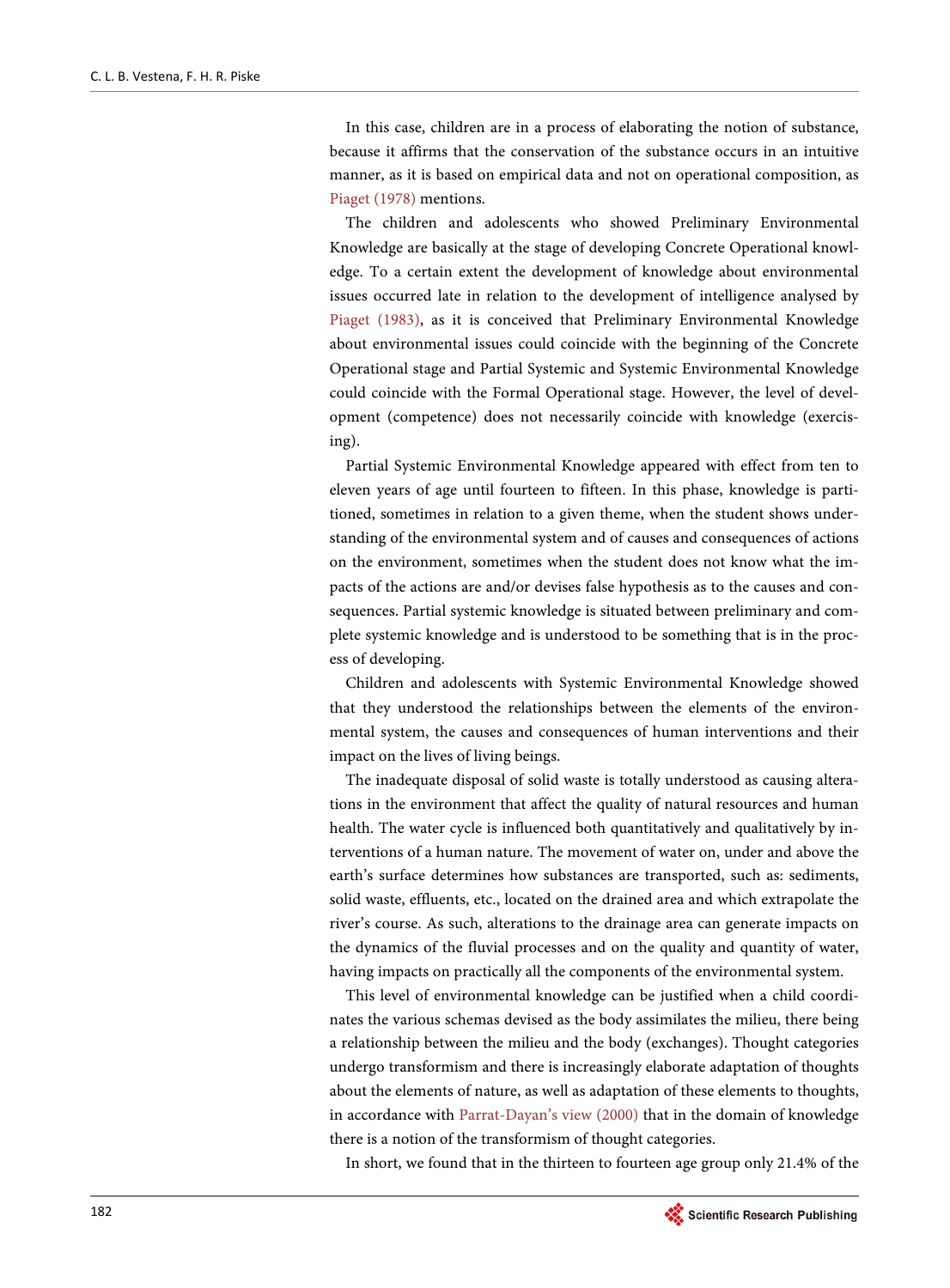In this case, children are in a process of elaborating the notion of substance, because it affirms that the conservation of the substance occurs in an intuitive manner, as it is based on empirical data and not on operational composition, as Piaget (1978) mentions.

The children and adolescents who showed Preliminary Environmental Knowledge are basically at the stage of developing Concrete Operational knowledge. To a certain extent the development of knowledge about environmental issues occurred late in relation to the development of intelligence analysed by Piaget (1983), as it is conceived that Preliminary Environmental Knowledge about environmental issues could coincide with the beginning of the Concrete Operational stage and Partial Systemic and Systemic Environmental Knowledge could coincide with the Formal Operational stage. However, the level of development (competence) does not necessarily coincide with knowledge (exercising).

Partial Systemic Environmental Knowledge appeared with effect from ten to eleven years of age until fourteen to fifteen. In this phase, knowledge is partitioned, sometimes in relation to a given theme, when the student shows understanding of the environmental system and of causes and consequences of actions on the environment, sometimes when the student does not know what the impacts of the actions are and/or devises false hypothesis as to the causes and consequences. Partial systemic knowledge is situated between preliminary and complete systemic knowledge and is understood to be something that is in the process of developing.

Children and adolescents with Systemic Environmental Knowledge showed that they understood the relationships between the elements of the environmental system, the causes and consequences of human interventions and their impact on the lives of living beings.

The inadequate disposal of solid waste is totally understood as causing alterations in the environment that affect the quality of natural resources and human health. The water cycle is influenced both quantitatively and qualitatively by interventions of a human nature. The movement of water on, under and above the earth's surface determines how substances are transported, such as: sediments, solid waste, effluents, etc., located on the drained area and which extrapolate the river's course. As such, alterations to the drainage area can generate impacts on the dynamics of the fluvial processes and on the quality and quantity of water, having impacts on practically all the components of the environmental system.

This level of environmental knowledge can be justified when a child coordinates the various schemas devised as the body assimilates the milieu, there being a relationship between the milieu and the body (exchanges). Thought categories undergo transformism and there is increasingly elaborate adaptation of thoughts about the elements of nature, as well as adaptation of these elements to thoughts, in accordance with Parrat-Dayan's view (2000) that in the domain of knowledge there is a notion of the transformism of thought categories.

In short, we found that in the thirteen to fourteen age group only 21.4% of the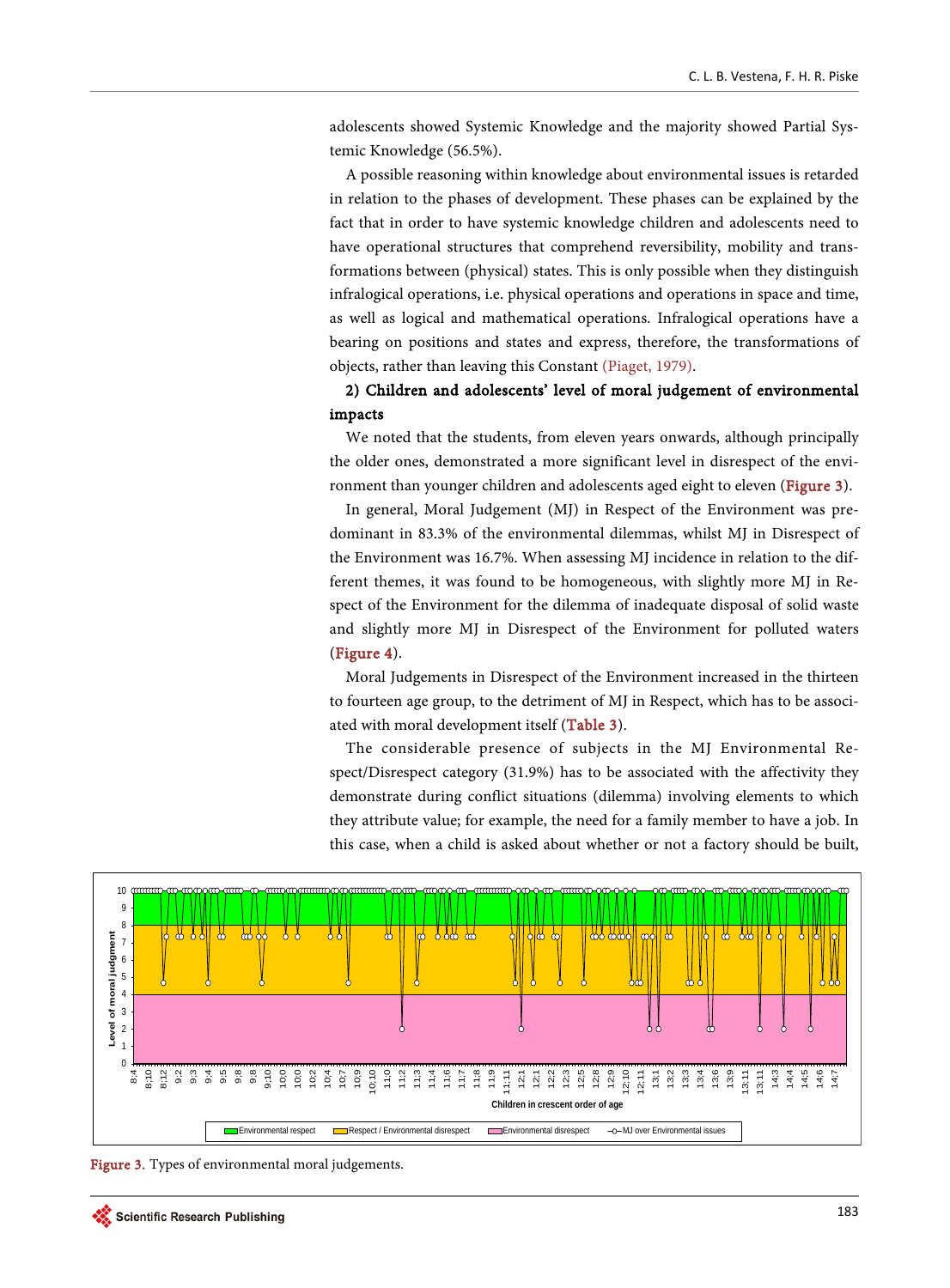adolescents showed Systemic Knowledge and the majority showed Partial Systemic Knowledge (56.5%).

A possible reasoning within knowledge about environmental issues is retarded in relation to the phases of development. These phases can be explained by the fact that in order to have systemic knowledge children and adolescents need to have operational structures that comprehend reversibility, mobility and transformations between (physical) states. This is only possible when they distinguish infralogical operations, i.e. physical operations and operations in space and time, as well as logical and mathematical operations. Infralogical operations have a bearing on positions and states and express, therefore, the transformations of objects, rather than leaving this Constant (Piaget, 1979).

**2) Children and adolescents' level of moral judgement of environmental impacts**

We noted that the students, from eleven years onwards, although principally the older ones, demonstrated a more significant level in disrespect of the environment than younger children and adolescents aged eight to eleven (Figure 3).

In general, Moral Judgement (MJ) in Respect of the Environment was predominant in 83.3% of the environmental dilemmas, whilst MJ in Disrespect of the Environment was 16.7%. When assessing MJ incidence in relation to the different themes, it was found to be homogeneous, with slightly more MJ in Respect of the Environment for the dilemma of inadequate disposal of solid waste and slightly more MJ in Disrespect of the Environment for polluted waters (Figure 4).

Moral Judgements in Disrespect of the Environment increased in the thirteen to fourteen age group, to the detriment of MJ in Respect, which has to be associated with moral development itself (Table 3).

The considerable presence of subjects in the MJ Environmental Respect/Disrespect category (31.9%) has to be associated with the affectivity they demonstrate during conflict situations (dilemma) involving elements to which they attribute value; for example, the need for a family member to have a job. In this case, when a child is asked about whether or not a factory should be built,

Figure 3. Types of environmental moral judgements.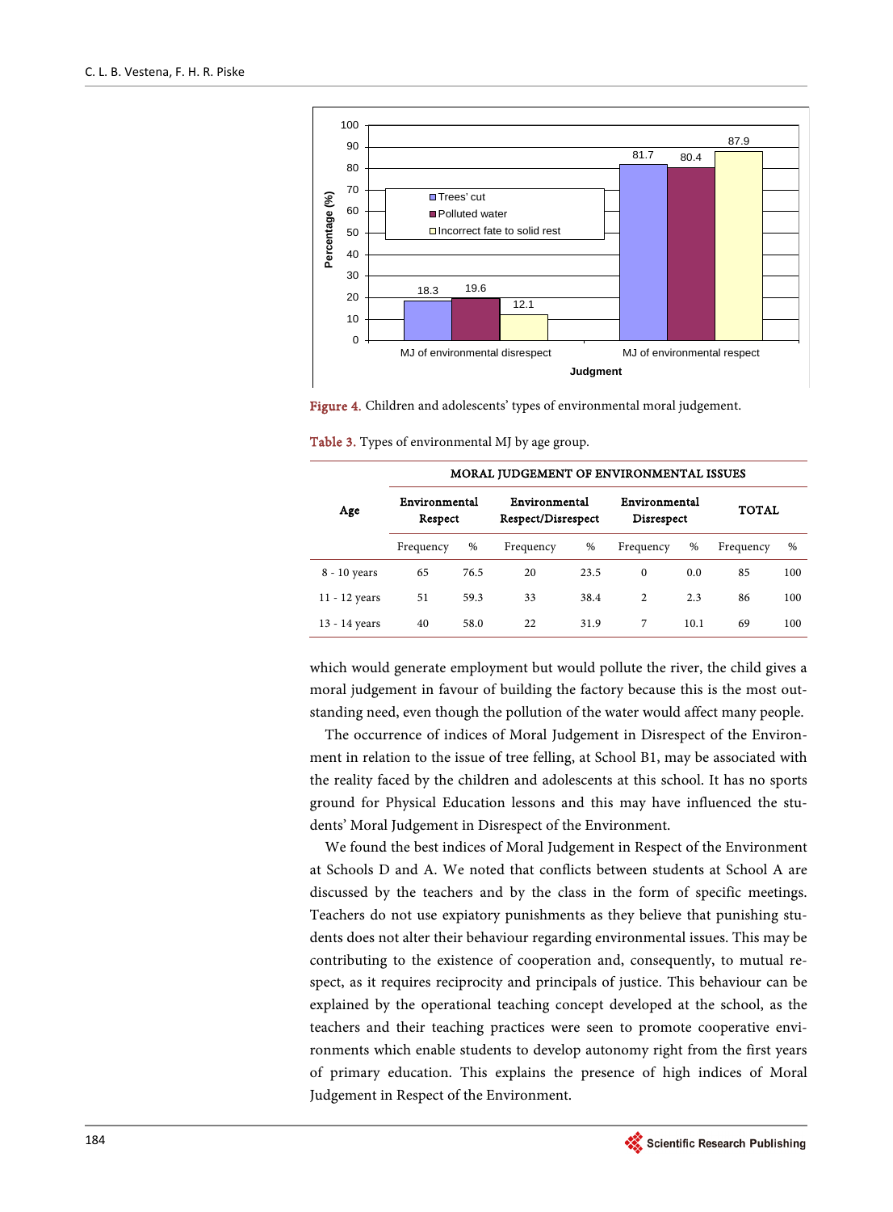Figure 4. Children and adolescents' types of environmental moral judgement.

Table 3. Types of environmental MJ by age group.

| Age | MORAL JUDGEMENT OF ENVIRONMENTAL ISSUES | | | | | | | |
|---|---|---|---|---|---|---|---|---|
| | Environmental Respect | | Environmental Respect/Disrespect | | Environmental Disrespect | | TOTAL | |
| | Frequency | % | Frequency | % | Frequency | % | Frequency | % |
| 8 - 10 years | 65 | 76.5 | 20 | 23.5 | 0 | 0.0 | 85 | 100 |
| 11 - 12 years | 51 | 59.3 | 33 | 38.4 | 2 | 2.3 | 86 | 100 |
| 13 - 14 years | 40 | 58.0 | 22 | 31.9 | 7 | 10.1 | 69 | 100 |

which would generate employment but would pollute the river, the child gives a moral judgement in favour of building the factory because this is the most outstanding need, even though the pollution of the water would affect many people.

The occurrence of indices of Moral Judgement in Disrespect of the Environment in relation to the issue of tree felling, at School B1, may be associated with the reality faced by the children and adolescents at this school. It has no sports ground for Physical Education lessons and this may have influenced the students' Moral Judgement in Disrespect of the Environment.

We found the best indices of Moral Judgement in Respect of the Environment at Schools D and A. We noted that conflicts between students at School A are discussed by the teachers and by the class in the form of specific meetings. Teachers do not use expiatory punishments as they believe that punishing students does not alter their behaviour regarding environmental issues. This may be contributing to the existence of cooperation and, consequently, to mutual respect, as it requires reciprocity and principals of justice. This behaviour can be explained by the operational teaching concept developed at the school, as the teachers and their teaching practices were seen to promote cooperative environments which enable students to develop autonomy right from the first years of primary education. This explains the presence of high indices of Moral Judgement in Respect of the Environment.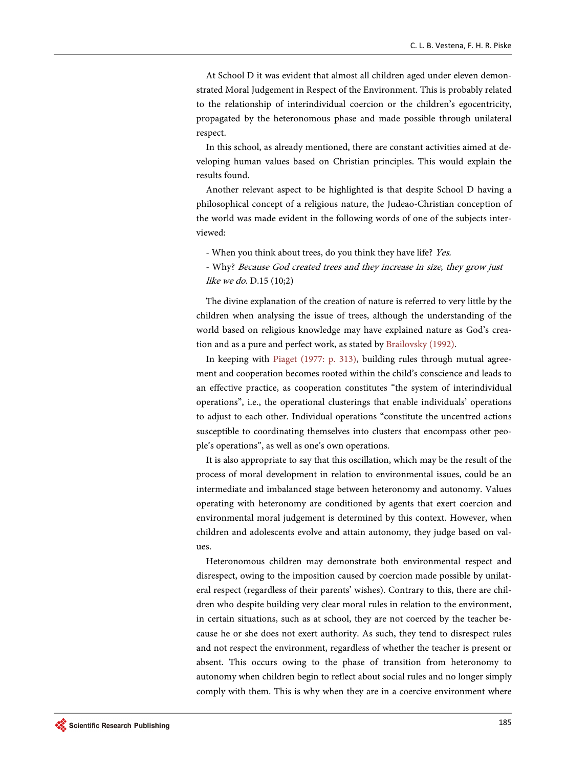At School D it was evident that almost all children aged under eleven demonstrated Moral Judgement in Respect of the Environment. This is probably related to the relationship of interindividual coercion or the children's egocentricity, propagated by the heteronomous phase and made possible through unilateral respect.

In this school, as already mentioned, there are constant activities aimed at developing human values based on Christian principles. This would explain the results found.

Another relevant aspect to be highlighted is that despite School D having a philosophical concept of a religious nature, the Judeao-Christian conception of the world was made evident in the following words of one of the subjects interviewed:

- When you think about trees, do you think they have life? *Yes.*
- Why? *Because God created trees and they increase in size, they grow just like we do.* D.15 (10;2)

The divine explanation of the creation of nature is referred to very little by the children when analysing the issue of trees, although the understanding of the world based on religious knowledge may have explained nature as God's creation and as a pure and perfect work, as stated by Brailovsky (1992).

In keeping with Piaget (1977: p. 313), building rules through mutual agreement and cooperation becomes rooted within the child's conscience and leads to an effective practice, as cooperation constitutes "the system of interindividual operations", i.e., the operational clusterings that enable individuals' operations to adjust to each other. Individual operations "constitute the uncentred actions susceptible to coordinating themselves into clusters that encompass other people's operations", as well as one's own operations.

It is also appropriate to say that this oscillation, which may be the result of the process of moral development in relation to environmental issues, could be an intermediate and imbalanced stage between heteronomy and autonomy. Values operating with heteronomy are conditioned by agents that exert coercion and environmental moral judgement is determined by this context. However, when children and adolescents evolve and attain autonomy, they judge based on values.

Heteronomous children may demonstrate both environmental respect and disrespect, owing to the imposition caused by coercion made possible by unilateral respect (regardless of their parents' wishes). Contrary to this, there are children who despite building very clear moral rules in relation to the environment, in certain situations, such as at school, they are not coerced by the teacher because he or she does not exert authority. As such, they tend to disrespect rules and not respect the environment, regardless of whether the teacher is present or absent. This occurs owing to the phase of transition from heteronomy to autonomy when children begin to reflect about social rules and no longer simply comply with them. This is why when they are in a coercive environment where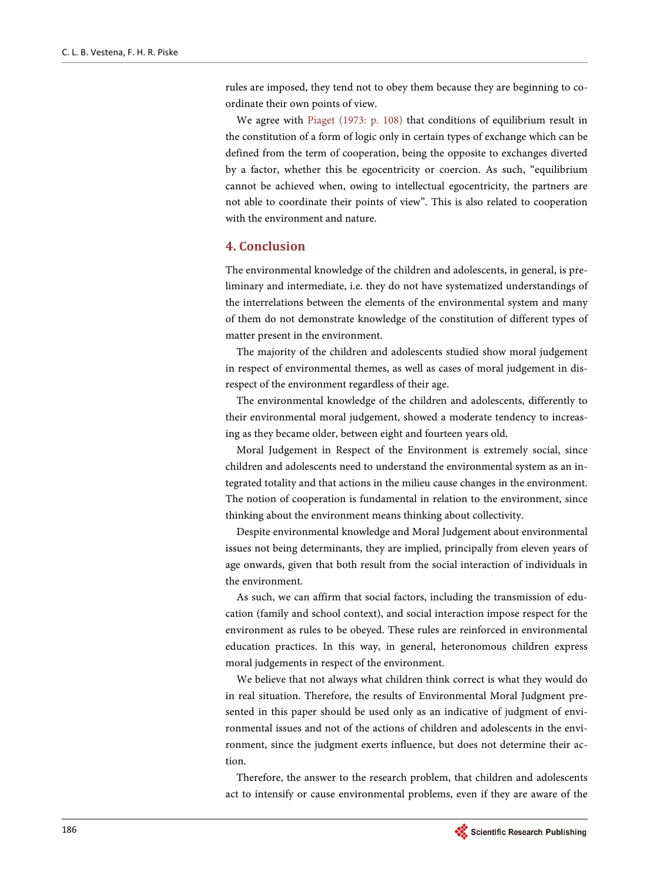rules are imposed, they tend not to obey them because they are beginning to coordinate their own points of view.

We agree with Piaget (1973: p. 108) that conditions of equilibrium result in the constitution of a form of logic only in certain types of exchange which can be defined from the term of cooperation, being the opposite to exchanges diverted by a factor, whether this be egocentricity or coercion. As such, "equilibrium cannot be achieved when, owing to intellectual egocentricity, the partners are not able to coordinate their points of view". This is also related to cooperation with the environment and nature.

## 4. Conclusion

The environmental knowledge of the children and adolescents, in general, is preliminary and intermediate, i.e. they do not have systematized understandings of the interrelations between the elements of the environmental system and many of them do not demonstrate knowledge of the constitution of different types of matter present in the environment.

The majority of the children and adolescents studied show moral judgement in respect of environmental themes, as well as cases of moral judgement in disrespect of the environment regardless of their age.

The environmental knowledge of the children and adolescents, differently to their environmental moral judgement, showed a moderate tendency to increasing as they became older, between eight and fourteen years old.

Moral Judgement in Respect of the Environment is extremely social, since children and adolescents need to understand the environmental system as an integrated totality and that actions in the milieu cause changes in the environment. The notion of cooperation is fundamental in relation to the environment, since thinking about the environment means thinking about collectivity.

Despite environmental knowledge and Moral Judgement about environmental issues not being determinants, they are implied, principally from eleven years of age onwards, given that both result from the social interaction of individuals in the environment.

As such, we can affirm that social factors, including the transmission of education (family and school context), and social interaction impose respect for the environment as rules to be obeyed. These rules are reinforced in environmental education practices. In this way, in general, heteronomous children express moral judgements in respect of the environment.

We believe that not always what children think correct is what they would do in real situation. Therefore, the results of Environmental Moral Judgment presented in this paper should be used only as an indicative of judgment of environmental issues and not of the actions of children and adolescents in the environment, since the judgment exerts influence, but does not determine their action.

Therefore, the answer to the research problem, that children and adolescents act to intensify or cause environmental problems, even if they are aware of the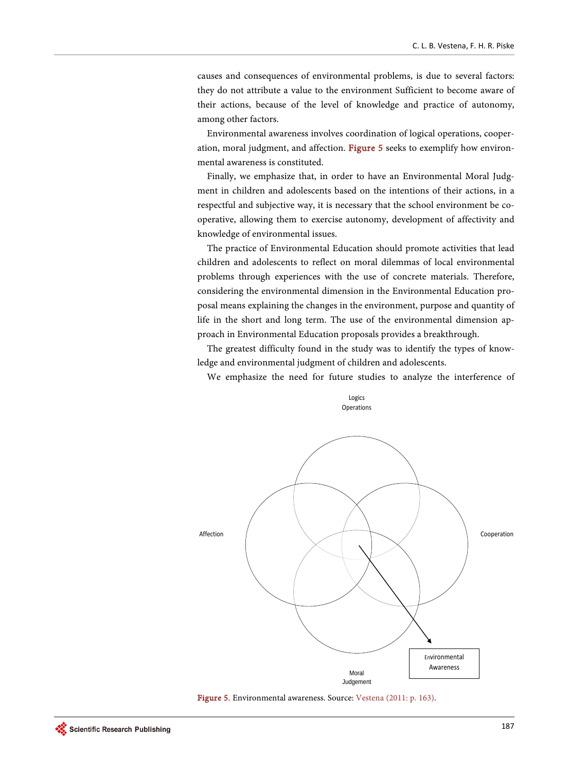causes and consequences of environmental problems, is due to several factors: they do not attribute a value to the environment Sufficient to become aware of their actions, because of the level of knowledge and practice of autonomy, among other factors.

Environmental awareness involves coordination of logical operations, cooperation, moral judgment, and affection. Figure 5 seeks to exemplify how environmental awareness is constituted.

Finally, we emphasize that, in order to have an Environmental Moral Judgment in children and adolescents based on the intentions of their actions, in a respectful and subjective way, it is necessary that the school environment be cooperative, allowing them to exercise autonomy, development of affectivity and knowledge of environmental issues.

The practice of Environmental Education should promote activities that lead children and adolescents to reflect on moral dilemmas of local environmental problems through experiences with the use of concrete materials. Therefore, considering the environmental dimension in the Environmental Education proposal means explaining the changes in the environment, purpose and quantity of life in the short and long term. The use of the environmental dimension approach in Environmental Education proposals provides a breakthrough.

The greatest difficulty found in the study was to identify the types of knowledge and environmental judgment of children and adolescents.

We emphasize the need for future studies to analyze the interference of

Logics Operations

Affection

Cooperation

Moral Judgement

Environmental Awareness

Figure 5. Environmental awareness. Source: Vestena (2011: p. 163).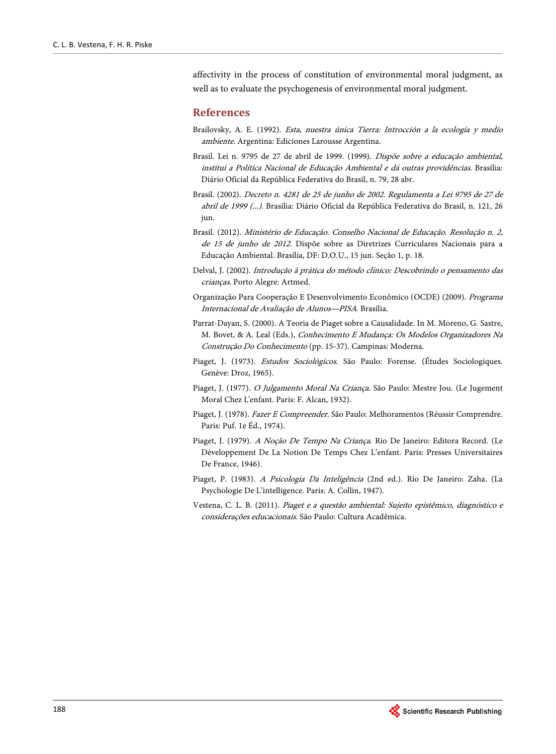affectivity in the process of constitution of environmental moral judgment, as well as to evaluate the psychogenesis of environmental moral judgment.

## References

Brailovsky, A. E. (1992). *Esta, nuestra única Tierra: Introcción a la ecología y medio ambiente*. Argentina: Ediciones Larousse Argentina.

Brasil. Lei n. 9795 de 27 de abril de 1999. (1999). *Dispõe sobre a educação ambiental, institui a Política Nacional de Educação Ambiental e dá outras providências*. Brasília: Diário Oficial da República Federativa do Brasil, n. 79, 28 abr.

Brasil. (2002). *Decreto n. 4281 de 25 de junho de 2002. Regulamenta a Lei 9795 de 27 de abril de 1999 (...)*. Brasília: Diário Oficial da República Federativa do Brasil, n. 121, 26 jun.

Brasil. (2012). *Ministério de Educação. Conselho Nacional de Educação. Resolução n. 2, de 15 de junho de 2012*. Dispõe sobre as Diretrizes Curriculares Nacionais para a Educação Ambiental. Brasília, DF: D.O.U., 15 jun. Seção 1, p. 18.

Delval, J. (2002). *Introdução à prática do método clínico: Descobrindo o pensamento das crianças*. Porto Alegre: Artmed.

Organização Para Cooperação E Desenvolvimento Econômico (OCDE) (2009). *Programa Internacional de Avaliação de Alunos—PISA*. Brasília.

Parrat-Dayan, S. (2000). A Teoria de Piaget sobre a Causalidade. In M. Moreno, G. Sastre, M. Bovet, & A. Leal (Eds.), *Conhecimento E Mudança: Os Modelos Organizadores Na Construção Do Conhecimento* (pp. 15-37). Campinas: Moderna.

Piaget, J. (1973). *Estudos Sociológicos*. São Paulo: Forense. (Études Sociologiques. Genève: Droz, 1965).

Piaget, J. (1977). *O Julgamento Moral Na Criança*. São Paulo: Mestre Jou. (Le Jugement Moral Chez L'enfant. Paris: F. Alcan, 1932).

Piaget, J. (1978). *Fazer E Compreender*. São Paulo: Melhoramentos (Réussir Comprendre. Paris: Puf. 1e Éd., 1974).

Piaget, J. (1979). *A Noção De Tempo Na Criança*. Rio De Janeiro: Editora Record. (Le Développement De La Notion De Temps Chez L'enfant. Paris: Presses Universitaires De France, 1946).

Piaget, P. (1983). *A Psicologia Da Inteligência* (2nd ed.). Rio De Janeiro: Zaha. (La Psychologie De L'intelligence. Paris: A. Collin, 1947).

Vestena, C. L. B. (2011). *Piaget e a questão ambiental: Sujeito epistêmico, diagnóstico e considerações educacionais*. São Paulo: Cultura Acadêmica.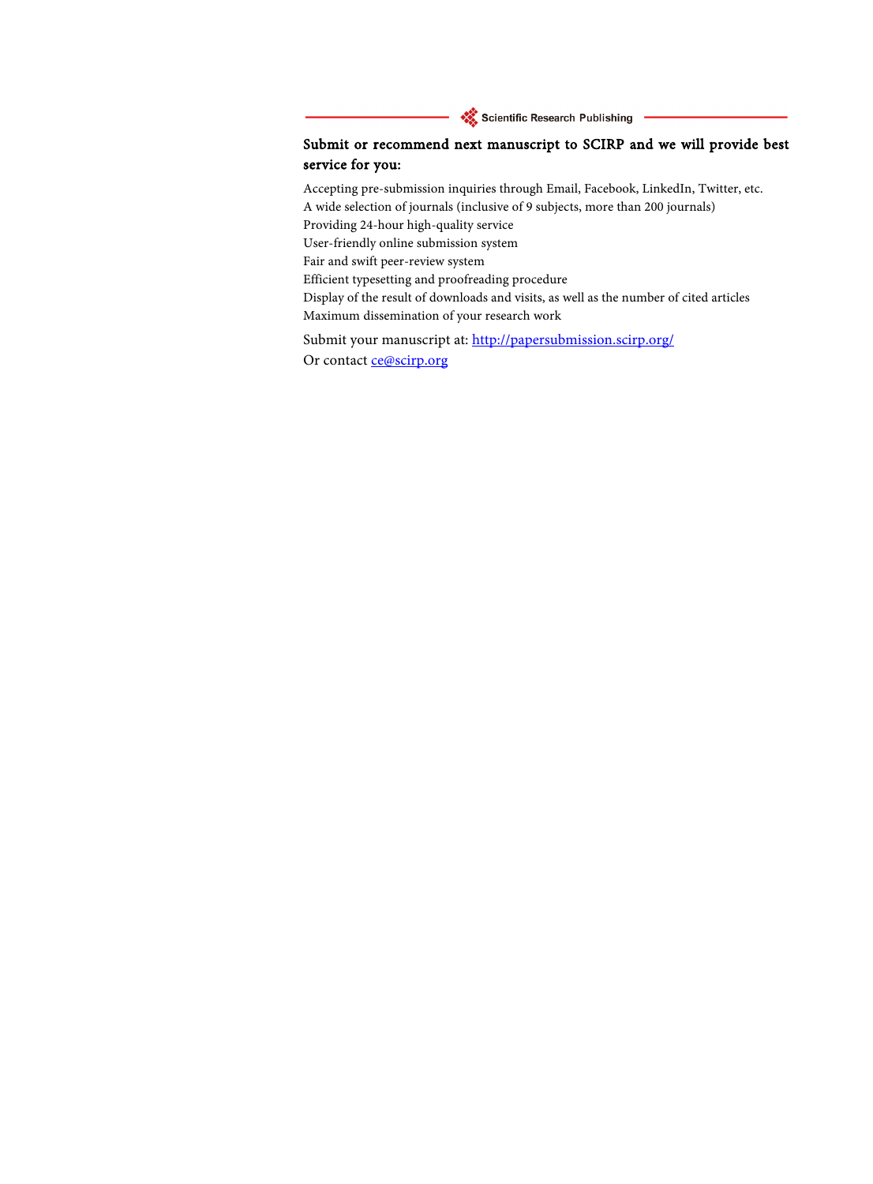Scientific Research Publishing

**Submit or recommend next manuscript to SCIRP and we will provide best service for you:**

Accepting pre-submission inquiries through Email, Facebook, LinkedIn, Twitter, etc.
A wide selection of journals (inclusive of 9 subjects, more than 200 journals)
Providing 24-hour high-quality service
User-friendly online submission system
Fair and swift peer-review system
Efficient typesetting and proofreading procedure
Display of the result of downloads and visits, as well as the number of cited articles
Maximum dissemination of your research work

Submit your manuscript at: http://papersubmission.scirp.org/
Or contact ce@scirp.org